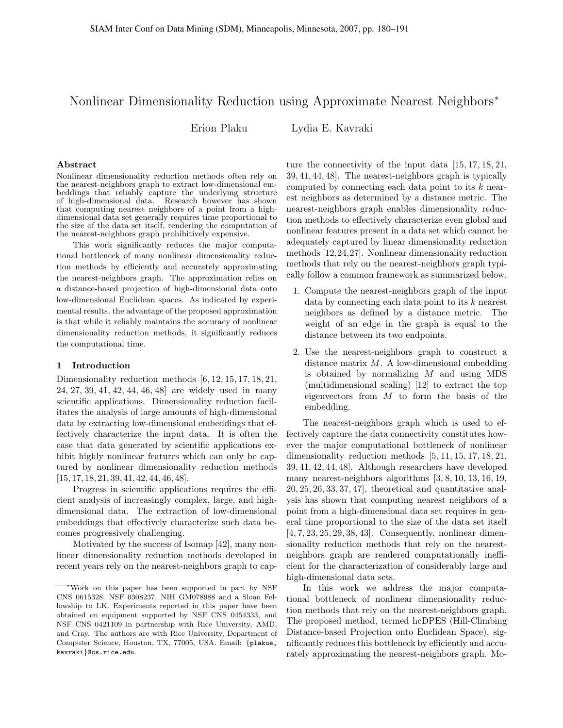# Nonlinear Dimensionality Reduction using Approximate Nearest Neighbors*

Erion Plaku Lydia E. Kavraki

### Abstract

Nonlinear dimensionality reduction methods often rely on the nearest-neighbors graph to extract low-dimensional embeddings that reliably capture the underlying structure of high-dimensional data. Research however has shown that computing nearest neighbors of a point from a high-dimensional data set generally requires time proportional to the size of the data set itself, rendering the computation of the nearest-neighbors graph prohibitively expensive.

This work significantly reduces the major computational bottleneck of many nonlinear dimensionality reduction methods by efficiently and accurately approximating the nearest-neighbors graph. The approximation relies on a distance-based projection of high-dimensional data onto low-dimensional Euclidean spaces. As indicated by experimental results, the advantage of the proposed approximation is that while it reliably maintains the accuracy of nonlinear dimensionality reduction methods, it significantly reduces the computational time.

## 1 Introduction

Dimensionality reduction methods [6, 12, 15, 17, 18, 21, 24, 27, 39, 41, 42, 44, 46, 48] are widely used in many scientific applications. Dimensionality reduction facilitates the analysis of large amounts of high-dimensional data by extracting low-dimensional embeddings that effectively characterize the input data. It is often the case that data generated by scientific applications exhibit highly nonlinear features which can only be captured by nonlinear dimensionality reduction methods [15, 17, 18, 21, 39, 41, 42, 44, 46, 48].

Progress in scientific applications requires the efficient analysis of increasingly complex, large, and high-dimensional data. The extraction of low-dimensional embeddings that effectively characterize such data becomes progressively challenging.

Motivated by the success of Isomap [42], many nonlinear dimensionality reduction methods developed in recent years rely on the nearest-neighbors graph to capture the connectivity of the input data [15, 17, 18, 21, 39, 41, 44, 48]. The nearest-neighbors graph is typically computed by connecting each data point to its $k$ nearest neighbors as determined by a distance metric. The nearest-neighbors graph enables dimensionality reduction methods to effectively characterize even global and nonlinear features present in a data set which cannot be adequately captured by linear dimensionality reduction methods [12, 24, 27]. Nonlinear dimensionality reduction methods that rely on the nearest-neighbors graph typically follow a common framework as summarized below.

1. Compute the nearest-neighbors graph of the input data by connecting each data point to its $k$ nearest neighbors as defined by a distance metric. The weight of an edge in the graph is equal to the distance between its two endpoints.
2. Use the nearest-neighbors graph to construct a distance matrix $M$. A low-dimensional embedding is obtained by normalizing $M$ and using MDS (multidimensional scaling) [12] to extract the top eigenvectors from $M$ to form the basis of the embedding.

The nearest-neighbors graph which is used to effectively capture the data connectivity constitutes however the major computational bottleneck of nonlinear dimensionality reduction methods [5, 11, 15, 17, 18, 21, 39, 41, 42, 44, 48]. Although researchers have developed many nearest-neighbors algorithms [3, 8, 10, 13, 16, 19, 20, 25, 26, 33, 37, 47], theoretical and quantitative analysis has shown that computing nearest neighbors of a point from a high-dimensional data set requires in general time proportional to the size of the data set itself [4, 7, 23, 25, 29, 38, 43]. Consequently, nonlinear dimensionality reduction methods that rely on the nearest-neighbors graph are rendered computationally inefficient for the characterization of considerably large and high-dimensional data sets.

In this work we address the major computational bottleneck of nonlinear dimensionality reduction methods that rely on the nearest-neighbors graph. The proposed method, termed hcDPES (Hill-Climbing Distance-based Projection onto Euclidean Space), significantly reduces this bottleneck by efficiently and accurately approximating the nearest-neighbors graph. Mo-

*Work on this paper has been supported in part by NSF CNS 0615328, NSF 0308237, NIH GM078988 and a Sloan Fellowship to LK. Experiments reported in this paper have been obtained on equipment supported by NSF CNS 0454333, and NSF CNS 0421109 in partnership with Rice University, AMD, and Cray. The authors are with Rice University, Department of Computer Science, Houston, TX, 77005, USA. Email: {plakue, kavraki}@cs.rice.edu.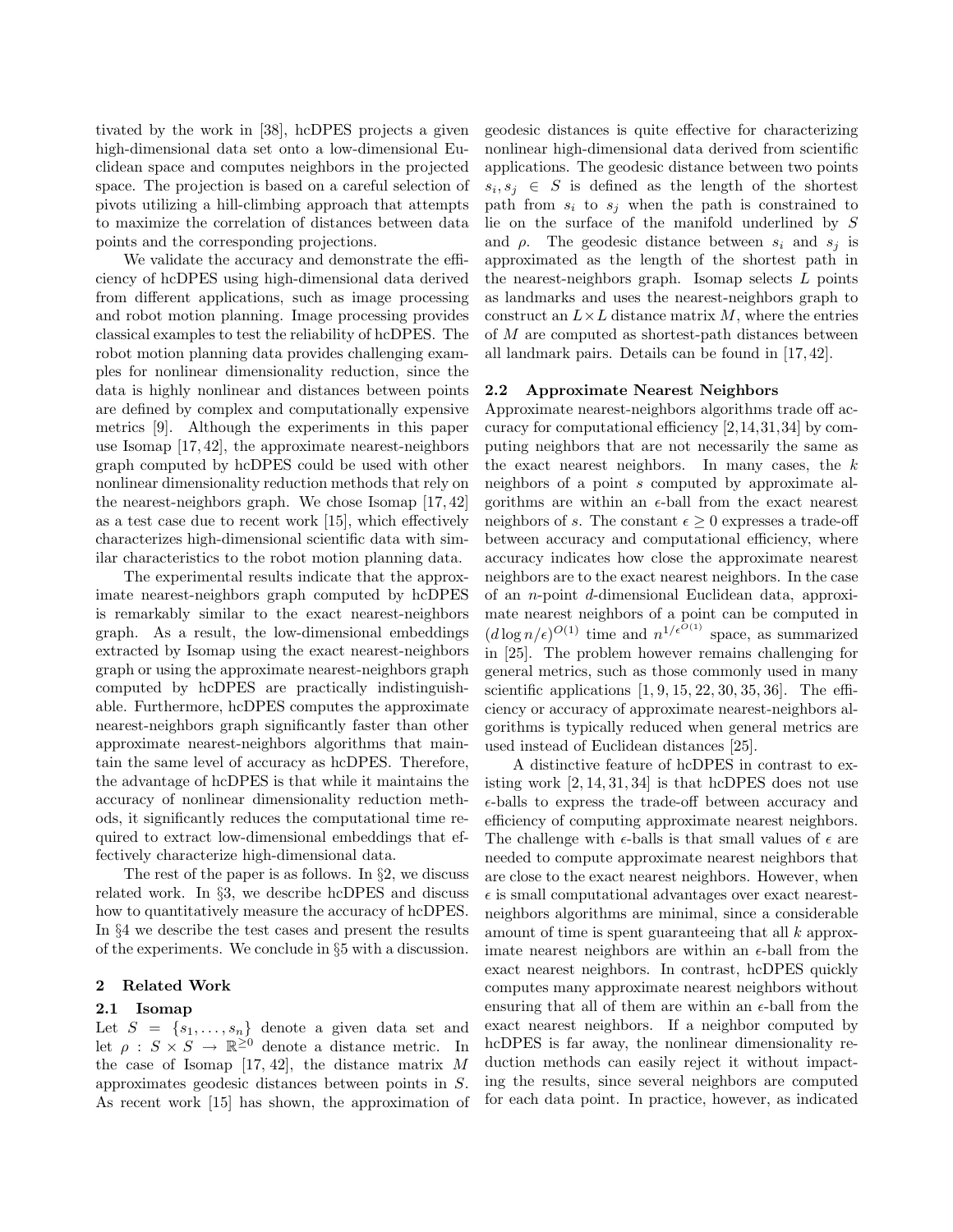tivated by the work in [38], hcDPES projects a given high-dimensional data set onto a low-dimensional Euclidean space and computes neighbors in the projected space. The projection is based on a careful selection of pivots utilizing a hill-climbing approach that attempts to maximize the correlation of distances between data points and the corresponding projections.

We validate the accuracy and demonstrate the efficiency of hcDPES using high-dimensional data derived from different applications, such as image processing and robot motion planning. Image processing provides classical examples to test the reliability of hcDPES. The robot motion planning data provides challenging examples for nonlinear dimensionality reduction, since the data is highly nonlinear and distances between points are defined by complex and computationally expensive metrics [9]. Although the experiments in this paper use Isomap [17, 42], the approximate nearest-neighbors graph computed by hcDPES could be used with other nonlinear dimensionality reduction methods that rely on the nearest-neighbors graph. We chose Isomap [17, 42] as a test case due to recent work [15], which effectively characterizes high-dimensional scientific data with similar characteristics to the robot motion planning data.

The experimental results indicate that the approximate nearest-neighbors graph computed by hcDPES is remarkably similar to the exact nearest-neighbors graph. As a result, the low-dimensional embeddings extracted by Isomap using the exact nearest-neighbors graph or using the approximate nearest-neighbors graph computed by hcDPES are practically indistinguishable. Furthermore, hcDPES computes the approximate nearest-neighbors graph significantly faster than other approximate nearest-neighbors algorithms that maintain the same level of accuracy as hcDPES. Therefore, the advantage of hcDPES is that while it maintains the accuracy of nonlinear dimensionality reduction methods, it significantly reduces the computational time required to extract low-dimensional embeddings that effectively characterize high-dimensional data.

The rest of the paper is as follows. In §2, we discuss related work. In §3, we describe hcDPES and discuss how to quantitatively measure the accuracy of hcDPES. In §4 we describe the test cases and present the results of the experiments. We conclude in §5 with a discussion.

## 2 Related Work

### 2.1 Isomap

Let $S = \{s_1, \ldots, s_n\}$ denote a given data set and let $\rho : S \times S \rightarrow \mathbb{R}^{\geq 0}$ denote a distance metric. In the case of Isomap [17, 42], the distance matrix $M$ approximates geodesic distances between points in $S$. As recent work [15] has shown, the approximation of geodesic distances is quite effective for characterizing nonlinear high-dimensional data derived from scientific applications. The geodesic distance between two points $s_i, s_j \in S$ is defined as the length of the shortest path from $s_i$ to $s_j$ when the path is constrained to lie on the surface of the manifold underlined by $S$ and $\rho$. The geodesic distance between $s_i$ and $s_j$ is approximated as the length of the shortest path in the nearest-neighbors graph. Isomap selects $L$ points as landmarks and uses the nearest-neighbors graph to construct an $L \times L$ distance matrix $M$, where the entries of $M$ are computed as shortest-path distances between all landmark pairs. Details can be found in [17, 42].

### 2.2 Approximate Nearest Neighbors

Approximate nearest-neighbors algorithms trade off accuracy for computational efficiency [2, 14, 31, 34] by computing neighbors that are not necessarily the same as the exact nearest neighbors. In many cases, the $k$ neighbors of a point $s$ computed by approximate algorithms are within an $\epsilon$-ball from the exact nearest neighbors of $s$. The constant $\epsilon \geq 0$ expresses a trade-off between accuracy and computational efficiency, where accuracy indicates how close the approximate nearest neighbors are to the exact nearest neighbors. In the case of an $n$-point $d$-dimensional Euclidean data, approximate nearest neighbors of a point can be computed in $(d \log n/\epsilon)^{O(1)}$ time and $n^{1/\epsilon^{O(1)}}$ space, as summarized in [25]. The problem however remains challenging for general metrics, such as those commonly used in many scientific applications [1, 9, 15, 22, 30, 35, 36]. The efficiency or accuracy of approximate nearest-neighbors algorithms is typically reduced when general metrics are used instead of Euclidean distances [25].

A distinctive feature of hcDPES in contrast to existing work [2, 14, 31, 34] is that hcDPES does not use $\epsilon$-balls to express the trade-off between accuracy and efficiency of computing approximate nearest neighbors. The challenge with $\epsilon$-balls is that small values of $\epsilon$ are needed to compute approximate nearest neighbors that are close to the exact nearest neighbors. However, when $\epsilon$ is small computational advantages over exact nearest-neighbors algorithms are minimal, since a considerable amount of time is spent guaranteeing that all $k$ approximate nearest neighbors are within an $\epsilon$-ball from the exact nearest neighbors. In contrast, hcDPES quickly computes many approximate nearest neighbors without ensuring that all of them are within an $\epsilon$-ball from the exact nearest neighbors. If a neighbor computed by hcDPES is far away, the nonlinear dimensionality reduction methods can easily reject it without impacting the results, since several neighbors are computed for each data point. In practice, however, as indicated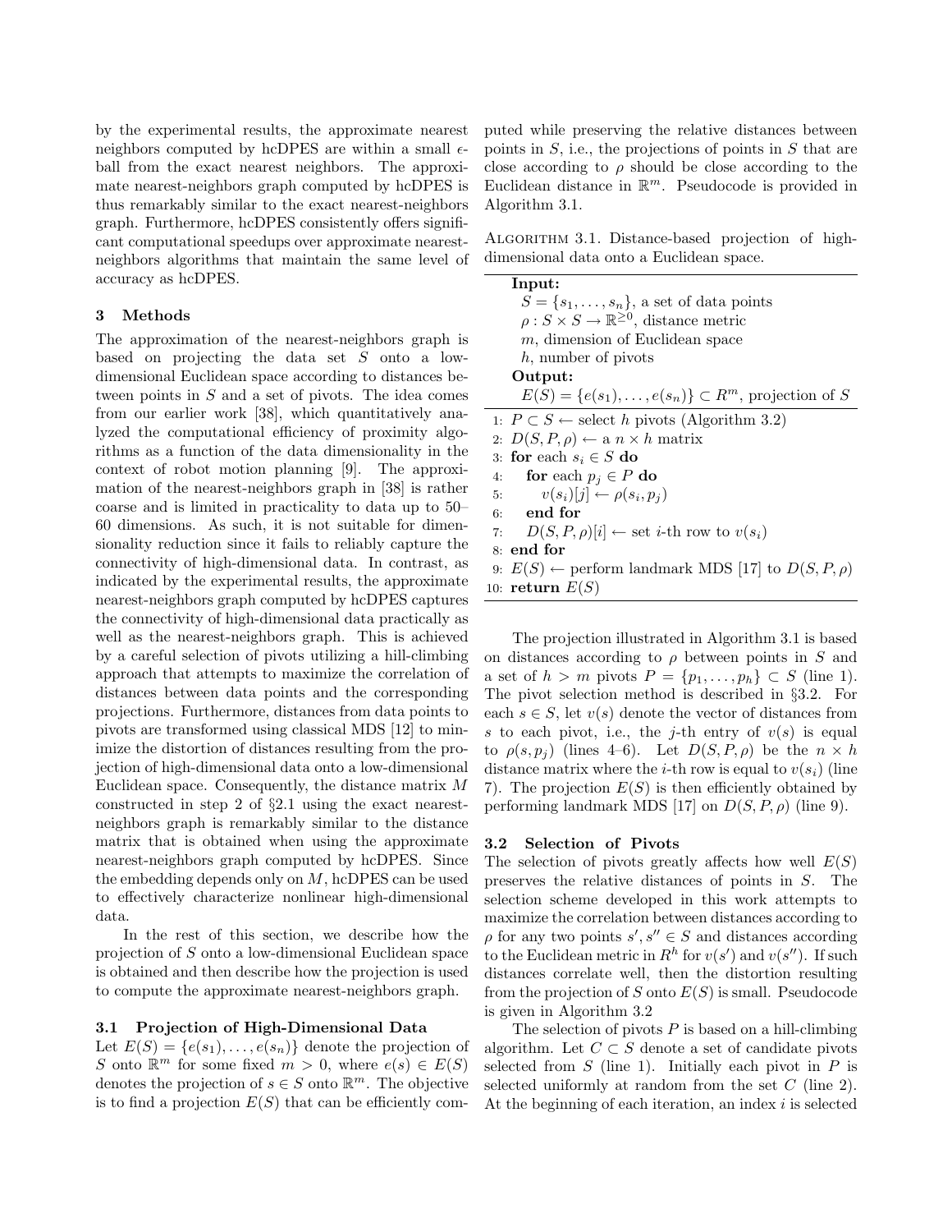by the experimental results, the approximate nearest neighbors computed by hcDPES are within a small $\epsilon$-ball from the exact nearest neighbors. The approximate nearest-neighbors graph computed by hcDPES is thus remarkably similar to the exact nearest-neighbors graph. Furthermore, hcDPES consistently offers significant computational speedups over approximate nearest-neighbors algorithms that maintain the same level of accuracy as hcDPES.

## 3 Methods

The approximation of the nearest-neighbors graph is based on projecting the data set $S$ onto a low-dimensional Euclidean space according to distances between points in $S$ and a set of pivots. The idea comes from our earlier work [38], which quantitatively analyzed the computational efficiency of proximity algorithms as a function of the data dimensionality in the context of robot motion planning [9]. The approximation of the nearest-neighbors graph in [38] is rather coarse and is limited in practicality to data up to 50–60 dimensions. As such, it is not suitable for dimensionality reduction since it fails to reliably capture the connectivity of high-dimensional data. In contrast, as indicated by the experimental results, the approximate nearest-neighbors graph computed by hcDPES captures the connectivity of high-dimensional data practically as well as the nearest-neighbors graph. This is achieved by a careful selection of pivots utilizing a hill-climbing approach that attempts to maximize the correlation of distances between data points and the corresponding projections. Furthermore, distances from data points to pivots are transformed using classical MDS [12] to minimize the distortion of distances resulting from the projection of high-dimensional data onto a low-dimensional Euclidean space. Consequently, the distance matrix $M$ constructed in step 2 of §2.1 using the exact nearest-neighbors graph is remarkably similar to the distance matrix that is obtained when using the approximate nearest-neighbors graph computed by hcDPES. Since the embedding depends only on $M$, hcDPES can be used to effectively characterize nonlinear high-dimensional data.

In the rest of this section, we describe how the projection of $S$ onto a low-dimensional Euclidean space is obtained and then describe how the projection is used to compute the approximate nearest-neighbors graph.

### 3.1 Projection of High-Dimensional Data

Let $E(S) = \{e(s_1), \ldots, e(s_n)\}$ denote the projection of $S$ onto $\mathbb{R}^m$ for some fixed $m > 0$, where $e(s) \in E(S)$ denotes the projection of $s \in S$ onto $\mathbb{R}^m$. The objective is to find a projection $E(S)$ that can be efficiently computed while preserving the relative distances between points in $S$, i.e., the projections of points in $S$ that are close according to $\rho$ should be close according to the Euclidean distance in $\mathbb{R}^m$. Pseudocode is provided in Algorithm 3.1.

Algorithm 3.1. Distance-based projection of high-dimensional data onto a Euclidean space.

```
Input:
  S = {s_1, ..., s_n}, a set of data points
  ρ : S × S → R^{≥0}, distance metric
  m, dimension of Euclidean space
  h, number of pivots
Output:
  E(S) = {e(s_1), ..., e(s_n)} ⊂ R^m, projection of S

1: P ⊂ S ← select h pivots (Algorithm 3.2)
2: D(S, P, ρ) ← a n × h matrix
3: for each s_i ∈ S do
4:   for each p_j ∈ P do
5:     v(s_i)[j] ← ρ(s_i, p_j)
6:   end for
7:   D(S, P, ρ)[i] ← set i-th row to v(s_i)
8: end for
9: E(S) ← perform landmark MDS [17] to D(S, P, ρ)
10: return E(S)
```

The projection illustrated in Algorithm 3.1 is based on distances according to $\rho$ between points in $S$ and a set of $h > m$ pivots $P = \{p_1, \ldots, p_h\} \subset S$ (line 1). The pivot selection method is described in §3.2. For each $s \in S$, let $v(s)$ denote the vector of distances from $s$ to each pivot, i.e., the $j$-th entry of $v(s)$ is equal to $\rho(s, p_j)$ (lines 4–6). Let $D(S, P, \rho)$ be the $n \times h$ distance matrix where the $i$-th row is equal to $v(s_i)$ (line 7). The projection $E(S)$ is then efficiently obtained by performing landmark MDS [17] on $D(S, P, \rho)$ (line 9).

### 3.2 Selection of Pivots

The selection of pivots greatly affects how well $E(S)$ preserves the relative distances of points in $S$. The selection scheme developed in this work attempts to maximize the correlation between distances according to $\rho$ for any two points $s', s'' \in S$ and distances according to the Euclidean metric in $R^h$ for $v(s')$ and $v(s'')$. If such distances correlate well, then the distortion resulting from the projection of $S$ onto $E(S)$ is small. Pseudocode is given in Algorithm 3.2

The selection of pivots $P$ is based on a hill-climbing algorithm. Let $C \subset S$ denote a set of candidate pivots selected from $S$ (line 1). Initially each pivot in $P$ is selected uniformly at random from the set $C$ (line 2). At the beginning of each iteration, an index $i$ is selected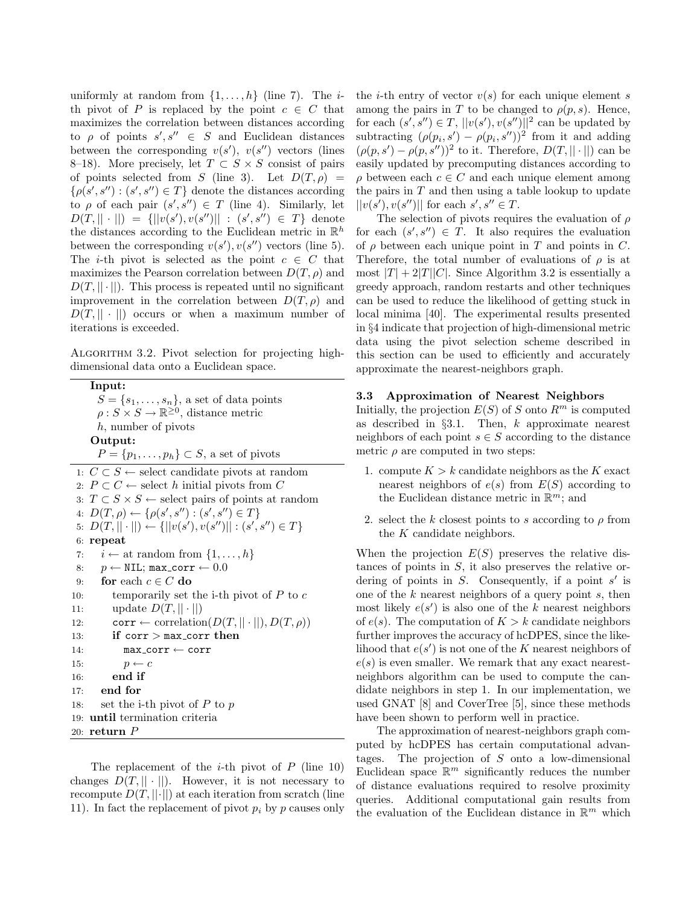uniformly at random from $\{1, \ldots, h\}$ (line 7). The $i$-th pivot of $P$ is replaced by the point $c \in C$ that maximizes the correlation between distances according to $\rho$ of points $s', s'' \in S$ and Euclidean distances between the corresponding $v(s')$, $v(s'')$ vectors (lines 8–18). More precisely, let $T \subset S \times S$ consist of pairs of points selected from $S$ (line 3). Let $D(T, \rho) = \{\rho(s', s'') : (s', s'') \in T\}$ denote the distances according to $\rho$ of each pair $(s', s'') \in T$ (line 4). Similarly, let $D(T, ||\cdot||) = \{||v(s'), v(s'')|| : (s', s'') \in T\}$ denote the distances according to the Euclidean metric in $\mathbb{R}^h$ between the corresponding $v(s'), v(s'')$ vectors (line 5). The $i$-th pivot is selected as the point $c \in C$ that maximizes the Pearson correlation between $D(T, \rho)$ and $D(T, ||\cdot||)$. This process is repeated until no significant improvement in the correlation between $D(T, \rho)$ and $D(T, ||\cdot||)$ occurs or when a maximum number of iterations is exceeded.

ALGORITHM 3.2. Pivot selection for projecting high-dimensional data onto a Euclidean space.

```
Input:
  S = {s_1, ..., s_n}, a set of data points
  ρ : S × S → R^{≥0}, distance metric
  h, number of pivots
Output:
  P = {p_1, ..., p_h} ⊂ S, a set of pivots

 1: C ⊂ S ← select candidate pivots at random
 2: P ⊂ C ← select h initial pivots from C
 3: T ⊂ S × S ← select pairs of points at random
 4: D(T, ρ) ← {ρ(s', s'') : (s', s'') ∈ T}
 5: D(T, ||·||) ← {||v(s'), v(s'')|| : (s', s'') ∈ T}
 6: repeat
 7:   i ← at random from {1, ..., h}
 8:   p ← NIL; max_corr ← 0.0
 9:   for each c ∈ C do
10:     temporarily set the i-th pivot of P to c
11:     update D(T, ||·||)
12:     corr ← correlation(D(T, ||·||), D(T, ρ))
13:     if corr > max_corr then
14:       max_corr ← corr
15:       p ← c
16:     end if
17:   end for
18:   set the i-th pivot of P to p
19: until termination criteria
20: return P
```

The replacement of the $i$-th pivot of $P$ (line 10) changes $D(T, ||\cdot||)$. However, it is not necessary to recompute $D(T, ||\cdot||)$ at each iteration from scratch (line 11). In fact the replacement of pivot $p_i$ by $p$ causes only the $i$-th entry of vector $v(s)$ for each unique element $s$ among the pairs in $T$ to be changed to $\rho(p, s)$. Hence, for each $(s', s'') \in T$, $||v(s'), v(s'')||^2$ can be updated by subtracting $(\rho(p_i, s') - \rho(p_i, s''))^2$ from it and adding $(\rho(p, s') - \rho(p, s''))^2$ to it. Therefore, $D(T, ||\cdot||)$ can be easily updated by precomputing distances according to $\rho$ between each $c \in C$ and each unique element among the pairs in $T$ and then using a table lookup to update $||v(s'), v(s'')||$ for each $s', s'' \in T$.

The selection of pivots requires the evaluation of $\rho$ for each $(s', s'') \in T$. It also requires the evaluation of $\rho$ between each unique point in $T$ and points in $C$. Therefore, the total number of evaluations of $\rho$ is at most $|T| + 2|T||C|$. Since Algorithm 3.2 is essentially a greedy approach, random restarts and other techniques can be used to reduce the likelihood of getting stuck in local minima [40]. The experimental results presented in §4 indicate that projection of high-dimensional metric data using the pivot selection scheme described in this section can be used to efficiently and accurately approximate the nearest-neighbors graph.

### 3.3 Approximation of Nearest Neighbors

Initially, the projection $E(S)$ of $S$ onto $R^m$ is computed as described in §3.1. Then, $k$ approximate nearest neighbors of each point $s \in S$ according to the distance metric $\rho$ are computed in two steps:

1. compute $K > k$ candidate neighbors as the $K$ exact nearest neighbors of $e(s)$ from $E(S)$ according to the Euclidean distance metric in $\mathbb{R}^m$; and
2. select the $k$ closest points to $s$ according to $\rho$ from the $K$ candidate neighbors.

When the projection $E(S)$ preserves the relative distances of points in $S$, it also preserves the relative ordering of points in $S$. Consequently, if a point $s'$ is one of the $k$ nearest neighbors of a query point $s$, then most likely $e(s')$ is also one of the $k$ nearest neighbors of $e(s)$. The computation of $K > k$ candidate neighbors further improves the accuracy of hcDPES, since the likelihood that $e(s')$ is not one of the $K$ nearest neighbors of $e(s)$ is even smaller. We remark that any exact nearest-neighbors algorithm can be used to compute the candidate neighbors in step 1. In our implementation, we used GNAT [8] and CoverTree [5], since these methods have been shown to perform well in practice.

The approximation of nearest-neighbors graph computed by hcDPES has certain computational advantages. The projection of $S$ onto a low-dimensional Euclidean space $\mathbb{R}^m$ significantly reduces the number of distance evaluations required to resolve proximity queries. Additional computational gain results from the evaluation of the Euclidean distance in $\mathbb{R}^m$ which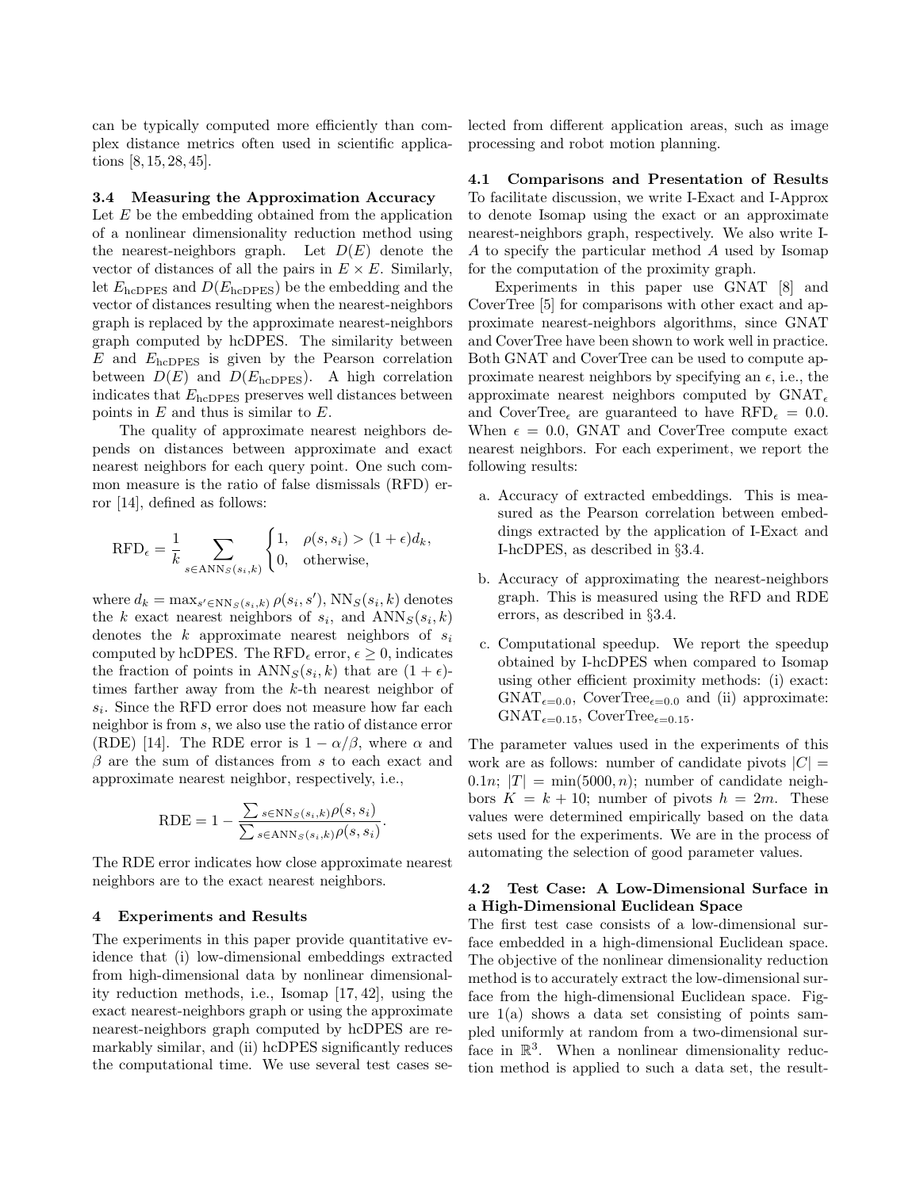can be typically computed more efficiently than complex distance metrics often used in scientific applications [8, 15, 28, 45].

### 3.4 Measuring the Approximation Accuracy

Let $E$ be the embedding obtained from the application of a nonlinear dimensionality reduction method using the nearest-neighbors graph. Let $D(E)$ denote the vector of distances of all the pairs in $E \times E$. Similarly, let $E_{\text{hcDPES}}$ and $D(E_{\text{hcDPES}})$ be the embedding and the vector of distances resulting when the nearest-neighbors graph is replaced by the approximate nearest-neighbors graph computed by hcDPES. The similarity between $E$ and $E_{\text{hcDPES}}$ is given by the Pearson correlation between $D(E)$ and $D(E_{\text{hcDPES}})$. A high correlation indicates that $E_{\text{hcDPES}}$ preserves well distances between points in $E$ and thus is similar to $E$.

The quality of approximate nearest neighbors depends on distances between approximate and exact nearest neighbors for each query point. One such common measure is the ratio of false dismissals (RFD) error [14], defined as follows:

$$\text{RFD}_\epsilon = \frac{1}{k} \sum_{s \in \text{ANN}_S(s_i,k)} \begin{cases} 1, & \rho(s, s_i) > (1+\epsilon) d_k, \\ 0, & \text{otherwise}, \end{cases}$$

where $d_k = \max_{s' \in \text{NN}_S(s_i,k)} \rho(s_i, s')$, $\text{NN}_S(s_i, k)$ denotes the $k$ exact nearest neighbors of $s_i$, and $\text{ANN}_S(s_i, k)$ denotes the $k$ approximate nearest neighbors of $s_i$ computed by hcDPES. The $\text{RFD}_\epsilon$ error, $\epsilon \geq 0$, indicates the fraction of points in $\text{ANN}_S(s_i, k)$ that are $(1+\epsilon)$-times farther away from the $k$-th nearest neighbor of $s_i$. Since the RFD error does not measure how far each neighbor is from $s$, we also use the ratio of distance error (RDE) [14]. The RDE error is $1 - \alpha/\beta$, where $\alpha$ and $\beta$ are the sum of distances from $s$ to each exact and approximate nearest neighbor, respectively, i.e.,

$$\text{RDE} = 1 - \frac{\sum_{s \in \text{NN}_S(s_i,k)} \rho(s, s_i)}{\sum_{s \in \text{ANN}_S(s_i,k)} \rho(s, s_i)}.$$

The RDE error indicates how close approximate nearest neighbors are to the exact nearest neighbors.

## 4 Experiments and Results

The experiments in this paper provide quantitative evidence that (i) low-dimensional embeddings extracted from high-dimensional data by nonlinear dimensionality reduction methods, i.e., Isomap [17, 42], using the exact nearest-neighbors graph or using the approximate nearest-neighbors graph computed by hcDPES are remarkably similar, and (ii) hcDPES significantly reduces the computational time. We use several test cases selected from different application areas, such as image processing and robot motion planning.

### 4.1 Comparisons and Presentation of Results

To facilitate discussion, we write I-Exact and I-Approx to denote Isomap using the exact or an approximate nearest-neighbors graph, respectively. We also write I-$A$ to specify the particular method $A$ used by Isomap for the computation of the proximity graph.

Experiments in this paper use GNAT [8] and CoverTree [5] for comparisons with other exact and approximate nearest-neighbors algorithms, since GNAT and CoverTree have been shown to work well in practice. Both GNAT and CoverTree can be used to compute approximate nearest neighbors by specifying an $\epsilon$, i.e., the approximate nearest neighbors computed by $\text{GNAT}_\epsilon$ and $\text{CoverTree}_\epsilon$ are guaranteed to have $\text{RFD}_\epsilon = 0.0$. When $\epsilon = 0.0$, GNAT and CoverTree compute exact nearest neighbors. For each experiment, we report the following results:

a. Accuracy of extracted embeddings. This is measured as the Pearson correlation between embeddings extracted by the application of I-Exact and I-hcDPES, as described in §3.4.

b. Accuracy of approximating the nearest-neighbors graph. This is measured using the RFD and RDE errors, as described in §3.4.

c. Computational speedup. We report the speedup obtained by I-hcDPES when compared to Isomap using other efficient proximity methods: (i) exact: $\text{GNAT}_{\epsilon=0.0}$, $\text{CoverTree}_{\epsilon=0.0}$ and (ii) approximate: $\text{GNAT}_{\epsilon=0.15}$, $\text{CoverTree}_{\epsilon=0.15}$.

The parameter values used in the experiments of this work are as follows: number of candidate pivots $|C| = 0.1n$; $|T| = \min(5000, n)$; number of candidate neighbors $K = k + 10$; number of pivots $h = 2m$. These values were determined empirically based on the data sets used for the experiments. We are in the process of automating the selection of good parameter values.

### 4.2 Test Case: A Low-Dimensional Surface in a High-Dimensional Euclidean Space

The first test case consists of a low-dimensional surface embedded in a high-dimensional Euclidean space. The objective of the nonlinear dimensionality reduction method is to accurately extract the low-dimensional surface from the high-dimensional Euclidean space. Figure 1(a) shows a data set consisting of points sampled uniformly at random from a two-dimensional surface in $\mathbb{R}^3$. When a nonlinear dimensionality reduction method is applied to such a data set, the result-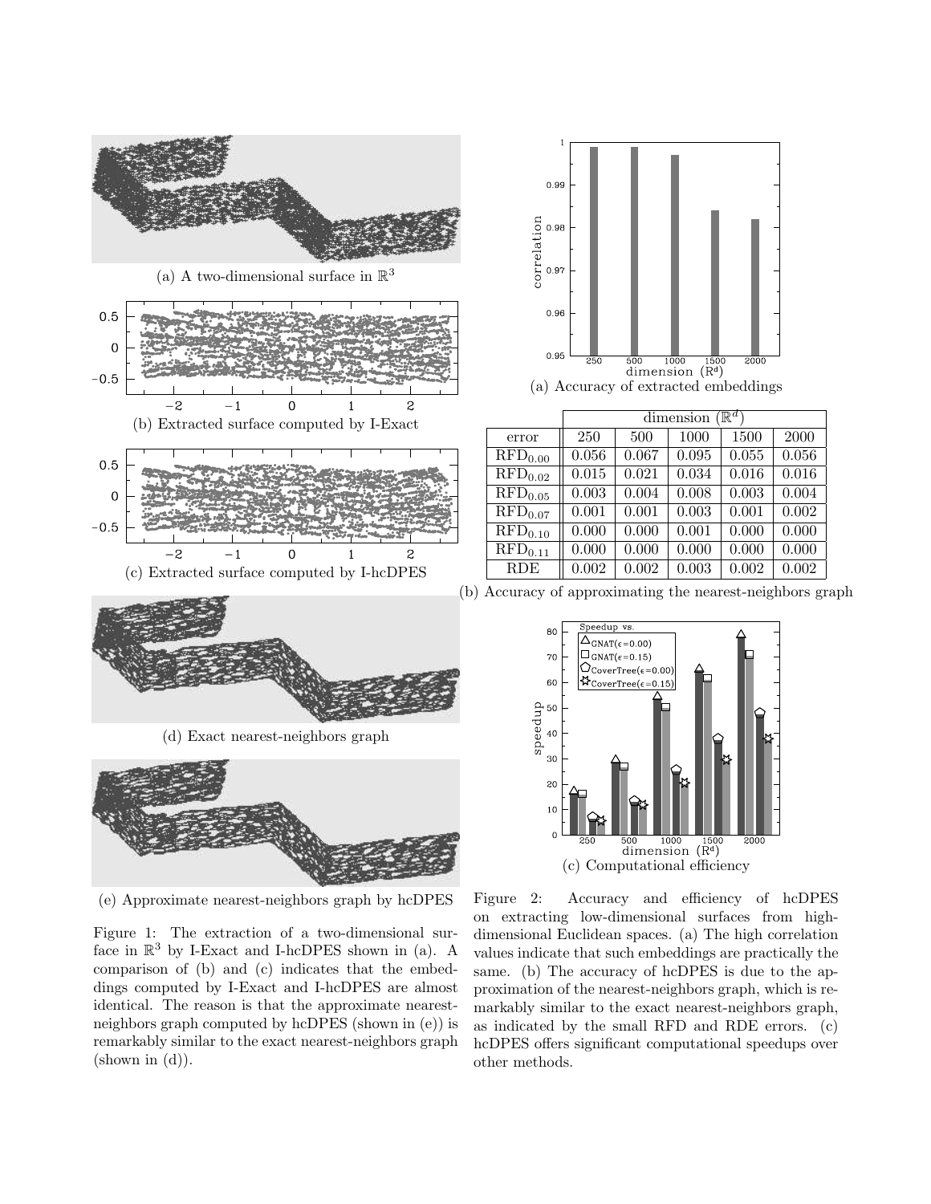(a) A two-dimensional surface in $\mathbb{R}^3$

(b) Extracted surface computed by I-Exact

(c) Extracted surface computed by I-hcDPES

(d) Exact nearest-neighbors graph

(e) Approximate nearest-neighbors graph by hcDPES

Figure 1: The extraction of a two-dimensional surface in $\mathbb{R}^3$ by I-Exact and I-hcDPES shown in (a). A comparison of (b) and (c) indicates that the embeddings computed by I-Exact and I-hcDPES are almost identical. The reason is that the approximate nearest-neighbors graph computed by hcDPES (shown in (e)) is remarkably similar to the exact nearest-neighbors graph (shown in (d)).

(a) Accuracy of extracted embeddings

| | dimension ($\mathbb{R}^d$) | | | | |
|---|---|---|---|---|---|
| error | 250 | 500 | 1000 | 1500 | 2000 |
| $\text{RFD}_{0.00}$ | 0.056 | 0.067 | 0.095 | 0.055 | 0.056 |
| $\text{RFD}_{0.02}$ | 0.015 | 0.021 | 0.034 | 0.016 | 0.016 |
| $\text{RFD}_{0.05}$ | 0.003 | 0.004 | 0.008 | 0.003 | 0.004 |
| $\text{RFD}_{0.07}$ | 0.001 | 0.001 | 0.003 | 0.001 | 0.002 |
| $\text{RFD}_{0.10}$ | 0.000 | 0.000 | 0.001 | 0.000 | 0.000 |
| $\text{RFD}_{0.11}$ | 0.000 | 0.000 | 0.000 | 0.000 | 0.000 |
| RDE | 0.002 | 0.002 | 0.003 | 0.002 | 0.002 |

(b) Accuracy of approximating the nearest-neighbors graph

(c) Computational efficiency

Figure 2: Accuracy and efficiency of hcDPES on extracting low-dimensional surfaces from high-dimensional Euclidean spaces. (a) The high correlation values indicate that such embeddings are practically the same. (b) The accuracy of hcDPES is due to the approximation of the nearest-neighbors graph, which is remarkably similar to the exact nearest-neighbors graph, as indicated by the small RFD and RDE errors. (c) hcDPES offers significant computational speedups over other methods.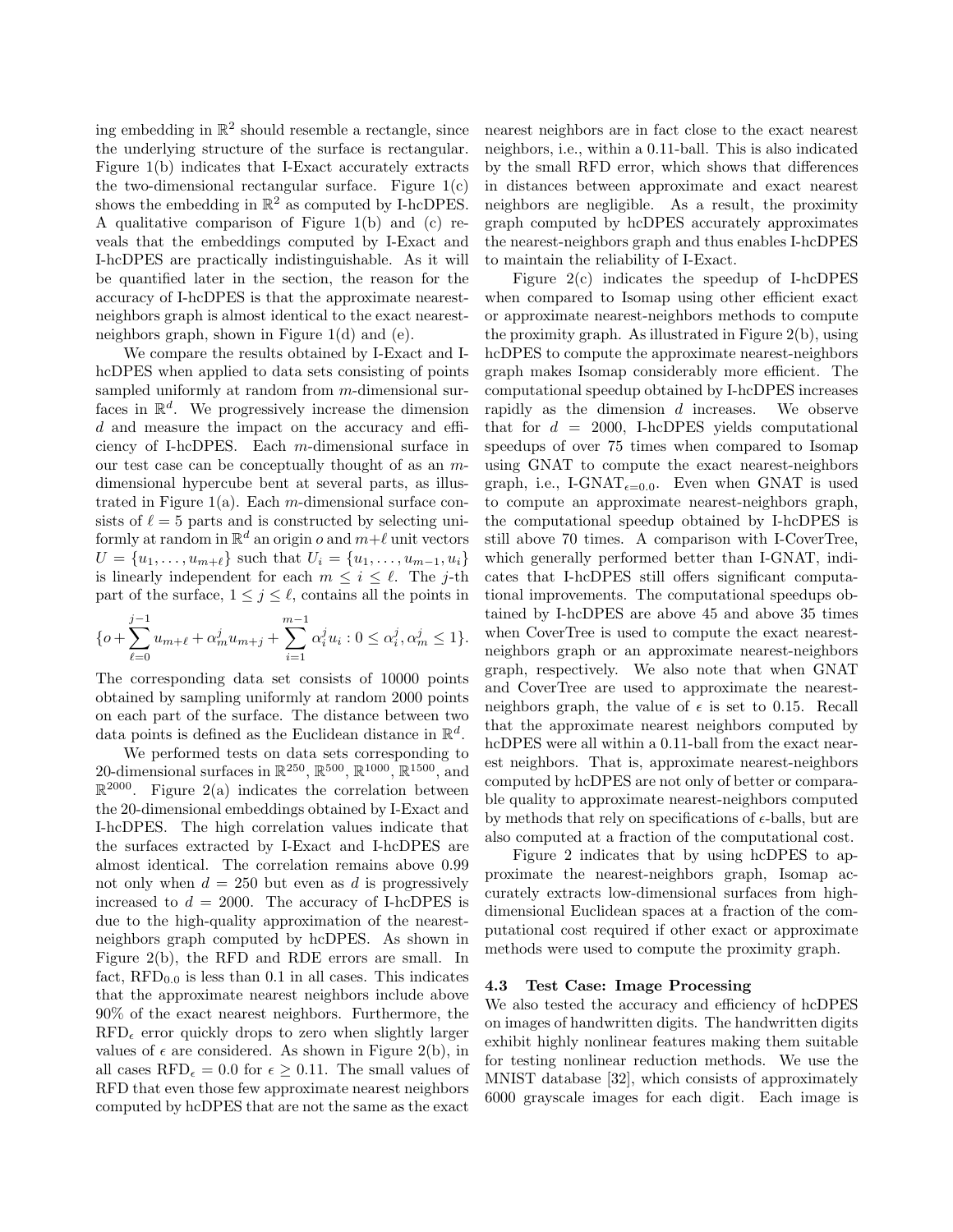ing embedding in $\mathbb{R}^2$ should resemble a rectangle, since the underlying structure of the surface is rectangular. Figure 1(b) indicates that I-Exact accurately extracts the two-dimensional rectangular surface. Figure 1(c) shows the embedding in $\mathbb{R}^2$ as computed by I-hcDPES. A qualitative comparison of Figure 1(b) and (c) reveals that the embeddings computed by I-Exact and I-hcDPES are practically indistinguishable. As it will be quantified later in the section, the reason for the accuracy of I-hcDPES is that the approximate nearest-neighbors graph is almost identical to the exact nearest-neighbors graph, shown in Figure 1(d) and (e).

We compare the results obtained by I-Exact and I-hcDPES when applied to data sets consisting of points sampled uniformly at random from $m$-dimensional surfaces in $\mathbb{R}^d$. We progressively increase the dimension $d$ and measure the impact on the accuracy and efficiency of I-hcDPES. Each $m$-dimensional surface in our test case can be conceptually thought of as an $m$-dimensional hypercube bent at several parts, as illustrated in Figure 1(a). Each $m$-dimensional surface consists of $\ell = 5$ parts and is constructed by selecting uniformly at random in $\mathbb{R}^d$ an origin $o$ and $m+\ell$ unit vectors $U = \{u_1, \ldots, u_{m+\ell}\}$ such that $U_i = \{u_1, \ldots, u_{m-1}, u_i\}$ is linearly independent for each $m \leq i \leq \ell$. The $j$-th part of the surface, $1 \leq j \leq \ell$, contains all the points in

$$\{o + \sum_{\ell=0}^{j-1} u_{m+\ell} + \alpha_m^j u_{m+j} + \sum_{i=1}^{m-1} \alpha_i^j u_i : 0 \leq \alpha_i^j, \alpha_m^j \leq 1\}.$$

The corresponding data set consists of 10000 points obtained by sampling uniformly at random 2000 points on each part of the surface. The distance between two data points is defined as the Euclidean distance in $\mathbb{R}^d$.

We performed tests on data sets corresponding to 20-dimensional surfaces in $\mathbb{R}^{250}$, $\mathbb{R}^{500}$, $\mathbb{R}^{1000}$, $\mathbb{R}^{1500}$, and $\mathbb{R}^{2000}$. Figure 2(a) indicates the correlation between the 20-dimensional embeddings obtained by I-Exact and I-hcDPES. The high correlation values indicate that the surfaces extracted by I-Exact and I-hcDPES are almost identical. The correlation remains above 0.99 not only when $d = 250$ but even as $d$ is progressively increased to $d = 2000$. The accuracy of I-hcDPES is due to the high-quality approximation of the nearest-neighbors graph computed by hcDPES. As shown in Figure 2(b), the RFD and RDE errors are small. In fact, $\text{RFD}_{0.0}$ is less than 0.1 in all cases. This indicates that the approximate nearest neighbors include above 90% of the exact nearest neighbors. Furthermore, the $\text{RFD}_\epsilon$ error quickly drops to zero when slightly larger values of $\epsilon$ are considered. As shown in Figure 2(b), in all cases $\text{RFD}_\epsilon = 0.0$ for $\epsilon \geq 0.11$. The small values of RFD that even those few approximate nearest neighbors computed by hcDPES that are not the same as the exact nearest neighbors are in fact close to the exact nearest neighbors, i.e., within a 0.11-ball. This is also indicated by the small RFD error, which shows that differences in distances between approximate and exact nearest neighbors are negligible. As a result, the proximity graph computed by hcDPES accurately approximates the nearest-neighbors graph and thus enables I-hcDPES to maintain the reliability of I-Exact.

Figure 2(c) indicates the speedup of I-hcDPES when compared to Isomap using other efficient exact or approximate nearest-neighbors methods to compute the proximity graph. As illustrated in Figure 2(b), using hcDPES to compute the approximate nearest-neighbors graph makes Isomap considerably more efficient. The computational speedup obtained by I-hcDPES increases rapidly as the dimension $d$ increases. We observe that for $d = 2000$, I-hcDPES yields computational speedups of over 75 times when compared to Isomap using GNAT to compute the exact nearest-neighbors graph, i.e., $\text{I-GNAT}_{\epsilon=0.0}$. Even when GNAT is used to compute an approximate nearest-neighbors graph, the computational speedup obtained by I-hcDPES is still above 70 times. A comparison with I-CoverTree, which generally performed better than I-GNAT, indicates that I-hcDPES still offers significant computational improvements. The computational speedups obtained by I-hcDPES are above 45 and above 35 times when CoverTree is used to compute the exact nearest-neighbors graph or an approximate nearest-neighbors graph, respectively. We also note that when GNAT and CoverTree are used to approximate the nearest-neighbors graph, the value of $\epsilon$ is set to 0.15. Recall that the approximate nearest neighbors computed by hcDPES were all within a 0.11-ball from the exact nearest neighbors. That is, approximate nearest-neighbors computed by hcDPES are not only of better or comparable quality to approximate nearest-neighbors computed by methods that rely on specifications of $\epsilon$-balls, but are also computed at a fraction of the computational cost.

Figure 2 indicates that by using hcDPES to approximate the nearest-neighbors graph, Isomap accurately extracts low-dimensional surfaces from high-dimensional Euclidean spaces at a fraction of the computational cost required if other exact or approximate methods were used to compute the proximity graph.

### 4.3 Test Case: Image Processing

We also tested the accuracy and efficiency of hcDPES on images of handwritten digits. The handwritten digits exhibit highly nonlinear features making them suitable for testing nonlinear reduction methods. We use the MNIST database [32], which consists of approximately 6000 grayscale images for each digit. Each image is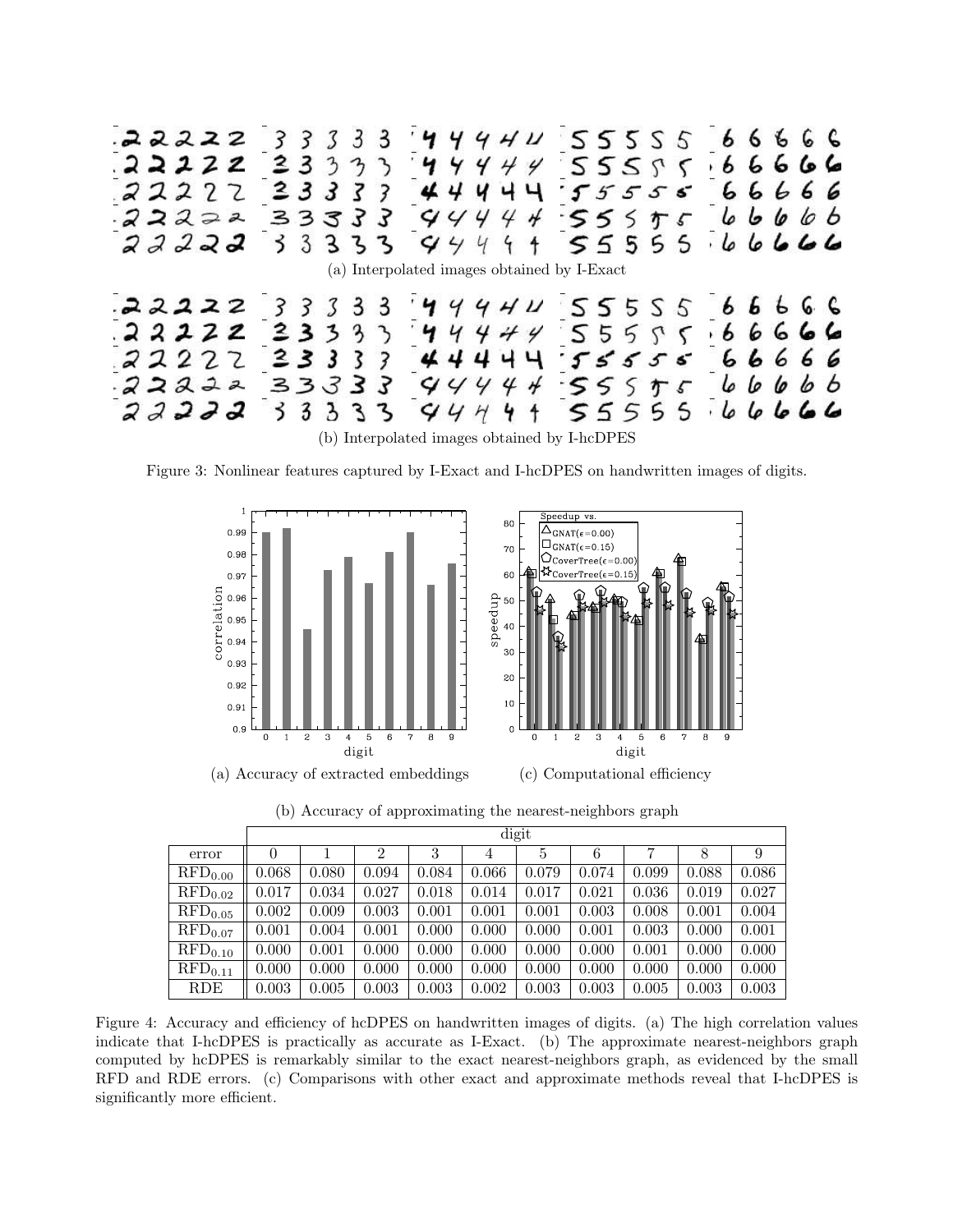(a) Interpolated images obtained by I-Exact

(b) Interpolated images obtained by I-hcDPES

Figure 3: Nonlinear features captured by I-Exact and I-hcDPES on handwritten images of digits.

(a) Accuracy of extracted embeddings

(c) Computational efficiency

(b) Accuracy of approximating the nearest-neighbors graph

| | digit | | | | | | | | | |
|---|---|---|---|---|---|---|---|---|---|---|
| error | 0 | 1 | 2 | 3 | 4 | 5 | 6 | 7 | 8 | 9 |
| $\text{RFD}_{0.00}$ | 0.068 | 0.080 | 0.094 | 0.084 | 0.066 | 0.079 | 0.074 | 0.099 | 0.088 | 0.086 |
| $\text{RFD}_{0.02}$ | 0.017 | 0.034 | 0.027 | 0.018 | 0.014 | 0.017 | 0.021 | 0.036 | 0.019 | 0.027 |
| $\text{RFD}_{0.05}$ | 0.002 | 0.009 | 0.003 | 0.001 | 0.001 | 0.001 | 0.003 | 0.008 | 0.001 | 0.004 |
| $\text{RFD}_{0.07}$ | 0.001 | 0.004 | 0.001 | 0.000 | 0.000 | 0.000 | 0.001 | 0.003 | 0.000 | 0.001 |
| $\text{RFD}_{0.10}$ | 0.000 | 0.001 | 0.000 | 0.000 | 0.000 | 0.000 | 0.000 | 0.001 | 0.000 | 0.000 |
| $\text{RFD}_{0.11}$ | 0.000 | 0.000 | 0.000 | 0.000 | 0.000 | 0.000 | 0.000 | 0.000 | 0.000 | 0.000 |
| RDE | 0.003 | 0.005 | 0.003 | 0.003 | 0.002 | 0.003 | 0.003 | 0.005 | 0.003 | 0.003 |

Figure 4: Accuracy and efficiency of hcDPES on handwritten images of digits. (a) The high correlation values indicate that I-hcDPES is practically as accurate as I-Exact. (b) The approximate nearest-neighbors graph computed by hcDPES is remarkably similar to the exact nearest-neighbors graph, as evidenced by the small RFD and RDE errors. (c) Comparisons with other exact and approximate methods reveal that I-hcDPES is significantly more efficient.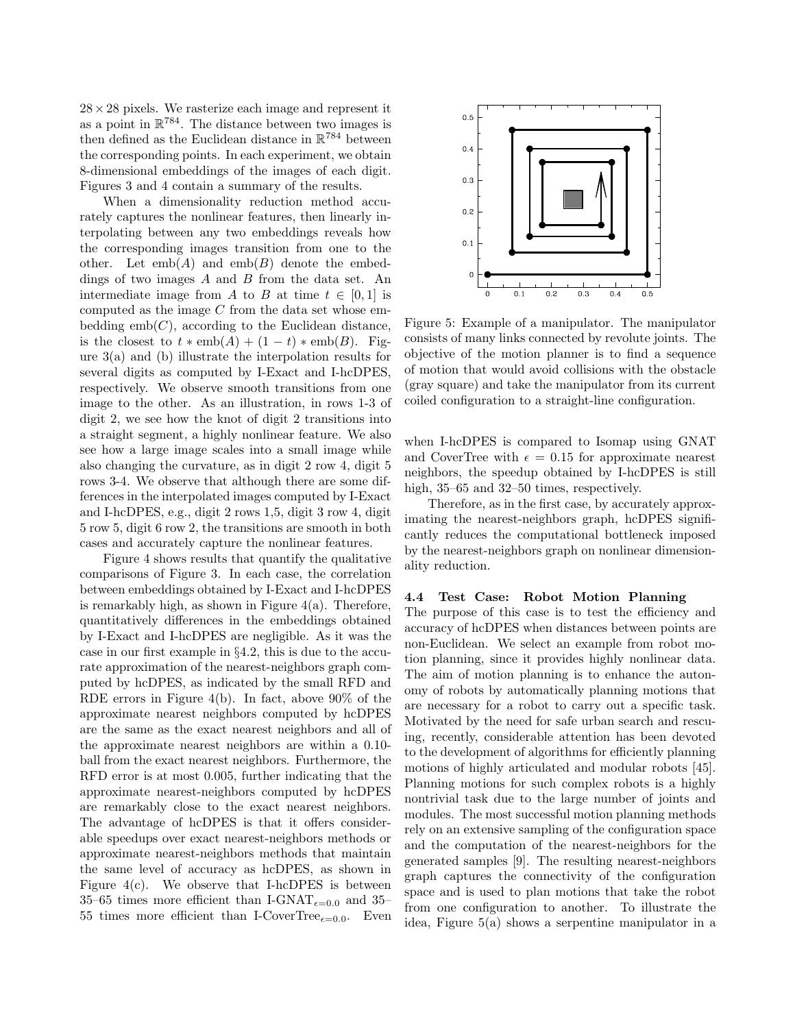$28 \times 28$ pixels. We rasterize each image and represent it as a point in $\mathbb{R}^{784}$. The distance between two images is then defined as the Euclidean distance in $\mathbb{R}^{784}$ between the corresponding points. In each experiment, we obtain 8-dimensional embeddings of the images of each digit. Figures 3 and 4 contain a summary of the results.

When a dimensionality reduction method accurately captures the nonlinear features, then linearly interpolating between any two embeddings reveals how the corresponding images transition from one to the other. Let $\text{emb}(A)$ and $\text{emb}(B)$ denote the embeddings of two images $A$ and $B$ from the data set. An intermediate image from $A$ to $B$ at time $t \in [0, 1]$ is computed as the image $C$ from the data set whose embedding $\text{emb}(C)$, according to the Euclidean distance, is the closest to $t * \text{emb}(A) + (1 - t) * \text{emb}(B)$. Figure 3(a) and (b) illustrate the interpolation results for several digits as computed by I-Exact and I-hcDPES, respectively. We observe smooth transitions from one image to the other. As an illustration, in rows 1-3 of digit 2, we see how the knot of digit 2 transitions into a straight segment, a highly nonlinear feature. We also see how a large image scales into a small image while also changing the curvature, as in digit 2 row 4, digit 5 rows 3-4. We observe that although there are some differences in the interpolated images computed by I-Exact and I-hcDPES, e.g., digit 2 rows 1,5, digit 3 row 4, digit 5 row 5, digit 6 row 2, the transitions are smooth in both cases and accurately capture the nonlinear features.

Figure 4 shows results that quantify the qualitative comparisons of Figure 3. In each case, the correlation between embeddings obtained by I-Exact and I-hcDPES is remarkably high, as shown in Figure 4(a). Therefore, quantitatively differences in the embeddings obtained by I-Exact and I-hcDPES are negligible. As it was the case in our first example in §4.2, this is due to the accurate approximation of the nearest-neighbors graph computed by hcDPES, as indicated by the small RFD and RDE errors in Figure 4(b). In fact, above 90% of the approximate nearest neighbors computed by hcDPES are the same as the exact nearest neighbors and all of the approximate nearest neighbors are within a 0.10-ball from the exact nearest neighbors. Furthermore, the RFD error is at most 0.005, further indicating that the approximate nearest-neighbors computed by hcDPES are remarkably close to the exact nearest neighbors. The advantage of hcDPES is that it offers considerable speedups over exact nearest-neighbors methods or approximate nearest-neighbors methods that maintain the same level of accuracy as hcDPES, as shown in Figure 4(c). We observe that I-hcDPES is between 35–65 times more efficient than I-GNAT$_{\epsilon=0.0}$ and 35–55 times more efficient than I-CoverTree$_{\epsilon=0.0}$. Even when I-hcDPES is compared to Isomap using GNAT and CoverTree with $\epsilon = 0.15$ for approximate nearest neighbors, the speedup obtained by I-hcDPES is still high, 35–65 and 32–50 times, respectively.

Therefore, as in the first case, by accurately approximating the nearest-neighbors graph, hcDPES significantly reduces the computational bottleneck imposed by the nearest-neighbors graph on nonlinear dimensionality reduction.

Figure 5: Example of a manipulator. The manipulator consists of many links connected by revolute joints. The objective of the motion planner is to find a sequence of motion that would avoid collisions with the obstacle (gray square) and take the manipulator from its current coiled configuration to a straight-line configuration.

### 4.4 Test Case: Robot Motion Planning

The purpose of this case is to test the efficiency and accuracy of hcDPES when distances between points are non-Euclidean. We select an example from robot motion planning, since it provides highly nonlinear data. The aim of motion planning is to enhance the autonomy of robots by automatically planning motions that are necessary for a robot to carry out a specific task. Motivated by the need for safe urban search and rescuing, recently, considerable attention has been devoted to the development of algorithms for efficiently planning motions of highly articulated and modular robots [45]. Planning motions for such complex robots is a highly nontrivial task due to the large number of joints and modules. The most successful motion planning methods rely on an extensive sampling of the configuration space and the computation of the nearest-neighbors for the generated samples [9]. The resulting nearest-neighbors graph captures the connectivity of the configuration space and is used to plan motions that take the robot from one configuration to another. To illustrate the idea, Figure 5(a) shows a serpentine manipulator in a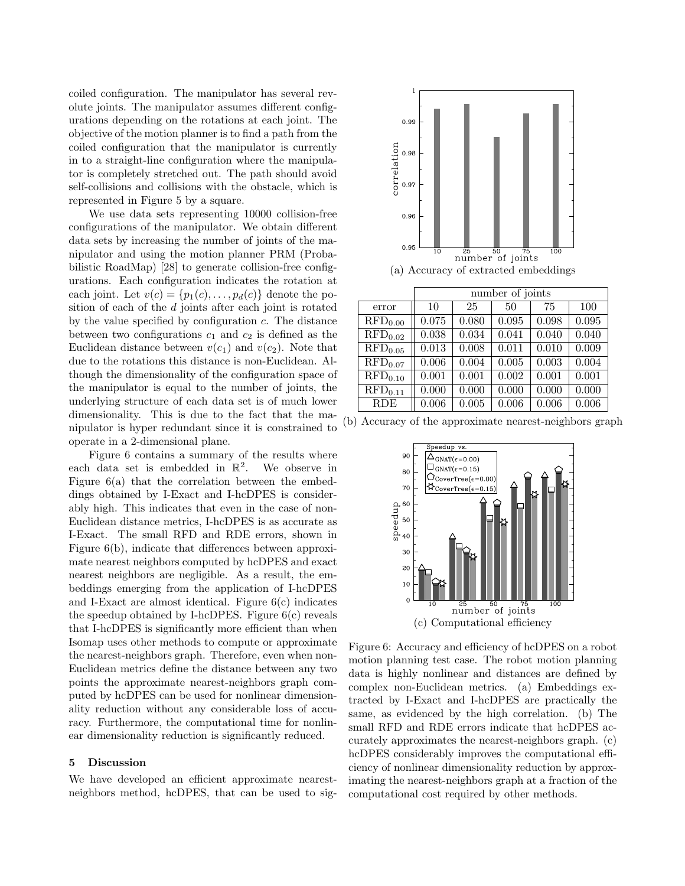coiled configuration. The manipulator has several revolute joints. The manipulator assumes different configurations depending on the rotations at each joint. The objective of the motion planner is to find a path from the coiled configuration that the manipulator is currently in to a straight-line configuration where the manipulator is completely stretched out. The path should avoid self-collisions and collisions with the obstacle, which is represented in Figure 5 by a square.

We use data sets representing 10000 collision-free configurations of the manipulator. We obtain different data sets by increasing the number of joints of the manipulator and using the motion planner PRM (Probabilistic RoadMap) [28] to generate collision-free configurations. Each configuration indicates the rotation at each joint. Let $v(c) = \{p_1(c), \ldots, p_d(c)\}$ denote the position of each of the $d$ joints after each joint is rotated by the value specified by configuration $c$. The distance between two configurations $c_1$ and $c_2$ is defined as the Euclidean distance between $v(c_1)$ and $v(c_2)$. Note that due to the rotations this distance is non-Euclidean. Although the dimensionality of the configuration space of the manipulator is equal to the number of joints, the underlying structure of each data set is of much lower dimensionality. This is due to the fact that the manipulator is hyper redundant since it is constrained to operate in a 2-dimensional plane.

Figure 6 contains a summary of the results where each data set is embedded in $\mathbb{R}^2$. We observe in Figure 6(a) that the correlation between the embeddings obtained by I-Exact and I-hcDPES is considerably high. This indicates that even in the case of non-Euclidean distance metrics, I-hcDPES is as accurate as I-Exact. The small RFD and RDE errors, shown in Figure 6(b), indicate that differences between approximate nearest neighbors computed by hcDPES and exact nearest neighbors are negligible. As a result, the embeddings emerging from the application of I-hcDPES and I-Exact are almost identical. Figure 6(c) indicates the speedup obtained by I-hcDPES. Figure 6(c) reveals that I-hcDPES is significantly more efficient than when Isomap uses other methods to compute or approximate the nearest-neighbors graph. Therefore, even when non-Euclidean metrics define the distance between any two points the approximate nearest-neighbors graph computed by hcDPES can be used for nonlinear dimensionality reduction without any considerable loss of accuracy. Furthermore, the computational time for nonlinear dimensionality reduction is significantly reduced.

(a) Accuracy of extracted embeddings

| error | number of joints 10 | 25 | 50 | 75 | 100 |
|---|---|---|---|---|---|
| $\text{RFD}_{0.00}$ | 0.075 | 0.080 | 0.095 | 0.098 | 0.095 |
| $\text{RFD}_{0.02}$ | 0.038 | 0.034 | 0.041 | 0.040 | 0.040 |
| $\text{RFD}_{0.05}$ | 0.013 | 0.008 | 0.011 | 0.010 | 0.009 |
| $\text{RFD}_{0.07}$ | 0.006 | 0.004 | 0.005 | 0.003 | 0.004 |
| $\text{RFD}_{0.10}$ | 0.001 | 0.001 | 0.002 | 0.001 | 0.001 |
| $\text{RFD}_{0.11}$ | 0.000 | 0.000 | 0.000 | 0.000 | 0.000 |
| RDE | 0.006 | 0.005 | 0.006 | 0.006 | 0.006 |

(b) Accuracy of the approximate nearest-neighbors graph

(c) Computational efficiency

Figure 6: Accuracy and efficiency of hcDPES on a robot motion planning test case. The robot motion planning data is highly nonlinear and distances are defined by complex non-Euclidean metrics. (a) Embeddings extracted by I-Exact and I-hcDPES are practically the same, as evidenced by the high correlation. (b) The small RFD and RDE errors indicate that hcDPES accurately approximates the nearest-neighbors graph. (c) hcDPES considerably improves the computational efficiency of nonlinear dimensionality reduction by approximating the nearest-neighbors graph at a fraction of the computational cost required by other methods.

## 5 Discussion

We have developed an efficient approximate nearest-neighbors method, hcDPES, that can be used to sig-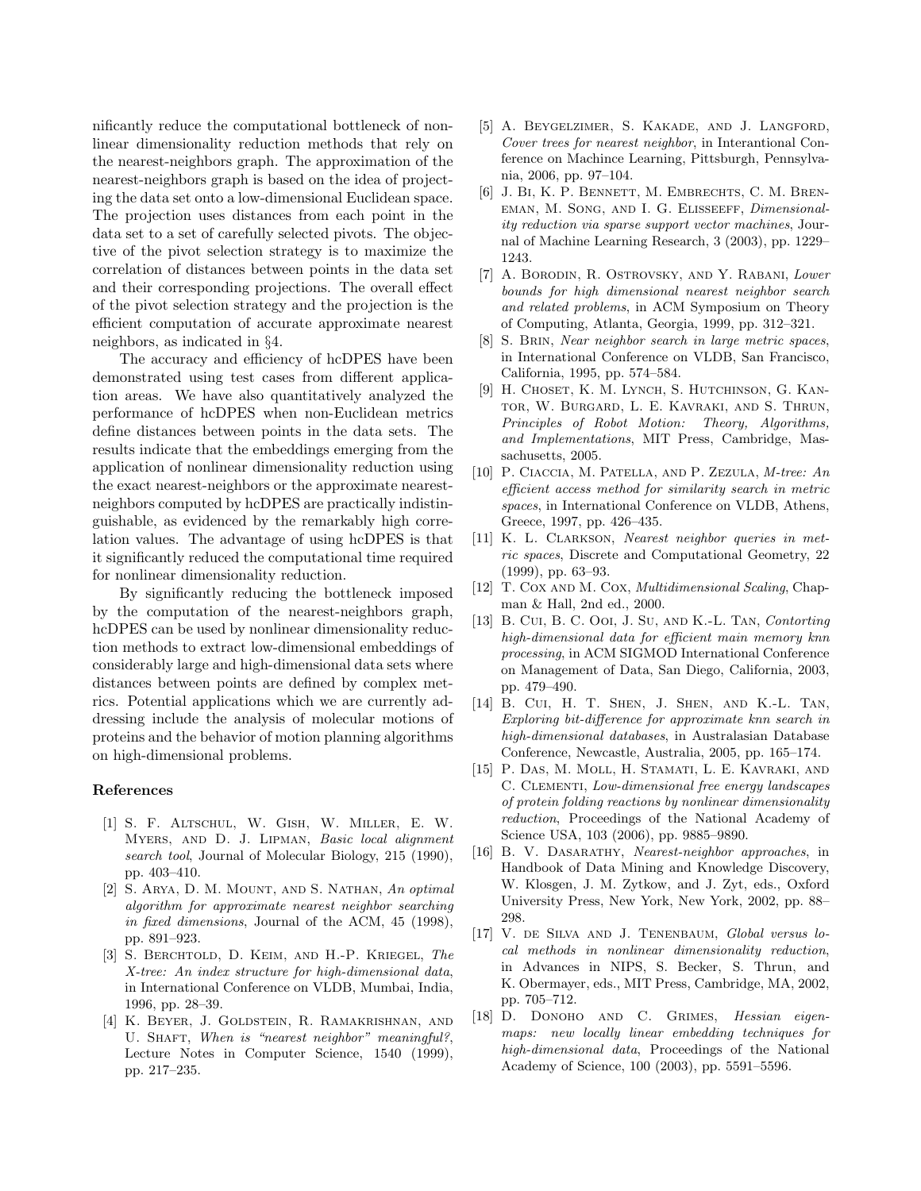nificantly reduce the computational bottleneck of nonlinear dimensionality reduction methods that rely on the nearest-neighbors graph. The approximation of the nearest-neighbors graph is based on the idea of projecting the data set onto a low-dimensional Euclidean space. The projection uses distances from each point in the data set to a set of carefully selected pivots. The objective of the pivot selection strategy is to maximize the correlation of distances between points in the data set and their corresponding projections. The overall effect of the pivot selection strategy and the projection is the efficient computation of accurate approximate nearest neighbors, as indicated in §4.

The accuracy and efficiency of hcDPES have been demonstrated using test cases from different application areas. We have also quantitatively analyzed the performance of hcDPES when non-Euclidean metrics define distances between points in the data sets. The results indicate that the embeddings emerging from the application of nonlinear dimensionality reduction using the exact nearest-neighbors or the approximate nearest-neighbors computed by hcDPES are practically indistinguishable, as evidenced by the remarkably high correlation values. The advantage of using hcDPES is that it significantly reduced the computational time required for nonlinear dimensionality reduction.

By significantly reducing the bottleneck imposed by the computation of the nearest-neighbors graph, hcDPES can be used by nonlinear dimensionality reduction methods to extract low-dimensional embeddings of considerably large and high-dimensional data sets where distances between points are defined by complex metrics. Potential applications which we are currently addressing include the analysis of molecular motions of proteins and the behavior of motion planning algorithms on high-dimensional problems.

## References

[1] S. F. Altschul, W. Gish, W. Miller, E. W. Myers, and D. J. Lipman, *Basic local alignment search tool*, Journal of Molecular Biology, 215 (1990), pp. 403–410.

[2] S. Arya, D. M. Mount, and S. Nathan, *An optimal algorithm for approximate nearest neighbor searching in fixed dimensions*, Journal of the ACM, 45 (1998), pp. 891–923.

[3] S. Berchtold, D. Keim, and H.-P. Kriegel, *The X-tree: An index structure for high-dimensional data*, in International Conference on VLDB, Mumbai, India, 1996, pp. 28–39.

[4] K. Beyer, J. Goldstein, R. Ramakrishnan, and U. Shaft, *When is "nearest neighbor" meaningful?*, Lecture Notes in Computer Science, 1540 (1999), pp. 217–235.

[5] A. Beygelzimer, S. Kakade, and J. Langford, *Cover trees for nearest neighbor*, in Interantional Conference on Machince Learning, Pittsburgh, Pennsylvania, 2006, pp. 97–104.

[6] J. Bi, K. P. Bennett, M. Embrechts, C. M. Breneman, M. Song, and I. G. Elisseeff, *Dimensionality reduction via sparse support vector machines*, Journal of Machine Learning Research, 3 (2003), pp. 1229–1243.

[7] A. Borodin, R. Ostrovsky, and Y. Rabani, *Lower bounds for high dimensional nearest neighbor search and related problems*, in ACM Symposium on Theory of Computing, Atlanta, Georgia, 1999, pp. 312–321.

[8] S. Brin, *Near neighbor search in large metric spaces*, in International Conference on VLDB, San Francisco, California, 1995, pp. 574–584.

[9] H. Choset, K. M. Lynch, S. Hutchinson, G. Kantor, W. Burgard, L. E. Kavraki, and S. Thrun, *Principles of Robot Motion: Theory, Algorithms, and Implementations*, MIT Press, Cambridge, Massachusetts, 2005.

[10] P. Ciaccia, M. Patella, and P. Zezula, *M-tree: An efficient access method for similarity search in metric spaces*, in International Conference on VLDB, Athens, Greece, 1997, pp. 426–435.

[11] K. L. Clarkson, *Nearest neighbor queries in metric spaces*, Discrete and Computational Geometry, 22 (1999), pp. 63–93.

[12] T. Cox and M. Cox, *Multidimensional Scaling*, Chapman & Hall, 2nd ed., 2000.

[13] B. Cui, B. C. Ooi, J. Su, and K.-L. Tan, *Contorting high-dimensional data for efficient main memory knn processing*, in ACM SIGMOD International Conference on Management of Data, San Diego, California, 2003, pp. 479–490.

[14] B. Cui, H. T. Shen, J. Shen, and K.-L. Tan, *Exploring bit-difference for approximate knn search in high-dimensional databases*, in Australasian Database Conference, Newcastle, Australia, 2005, pp. 165–174.

[15] P. Das, M. Moll, H. Stamati, L. E. Kavraki, and C. Clementi, *Low-dimensional free energy landscapes of protein folding reactions by nonlinear dimensionality reduction*, Proceedings of the National Academy of Science USA, 103 (2006), pp. 9885–9890.

[16] B. V. Dasarathy, *Nearest-neighbor approaches*, in Handbook of Data Mining and Knowledge Discovery, W. Klosgen, J. M. Zytkow, and J. Zyt, eds., Oxford University Press, New York, New York, 2002, pp. 88–298.

[17] V. de Silva and J. Tenenbaum, *Global versus local methods in nonlinear dimensionality reduction*, in Advances in NIPS, S. Becker, S. Thrun, and K. Obermayer, eds., MIT Press, Cambridge, MA, 2002, pp. 705–712.

[18] D. Donoho and C. Grimes, *Hessian eigenmaps: new locally linear embedding techniques for high-dimensional data*, Proceedings of the National Academy of Science, 100 (2003), pp. 5591–5596.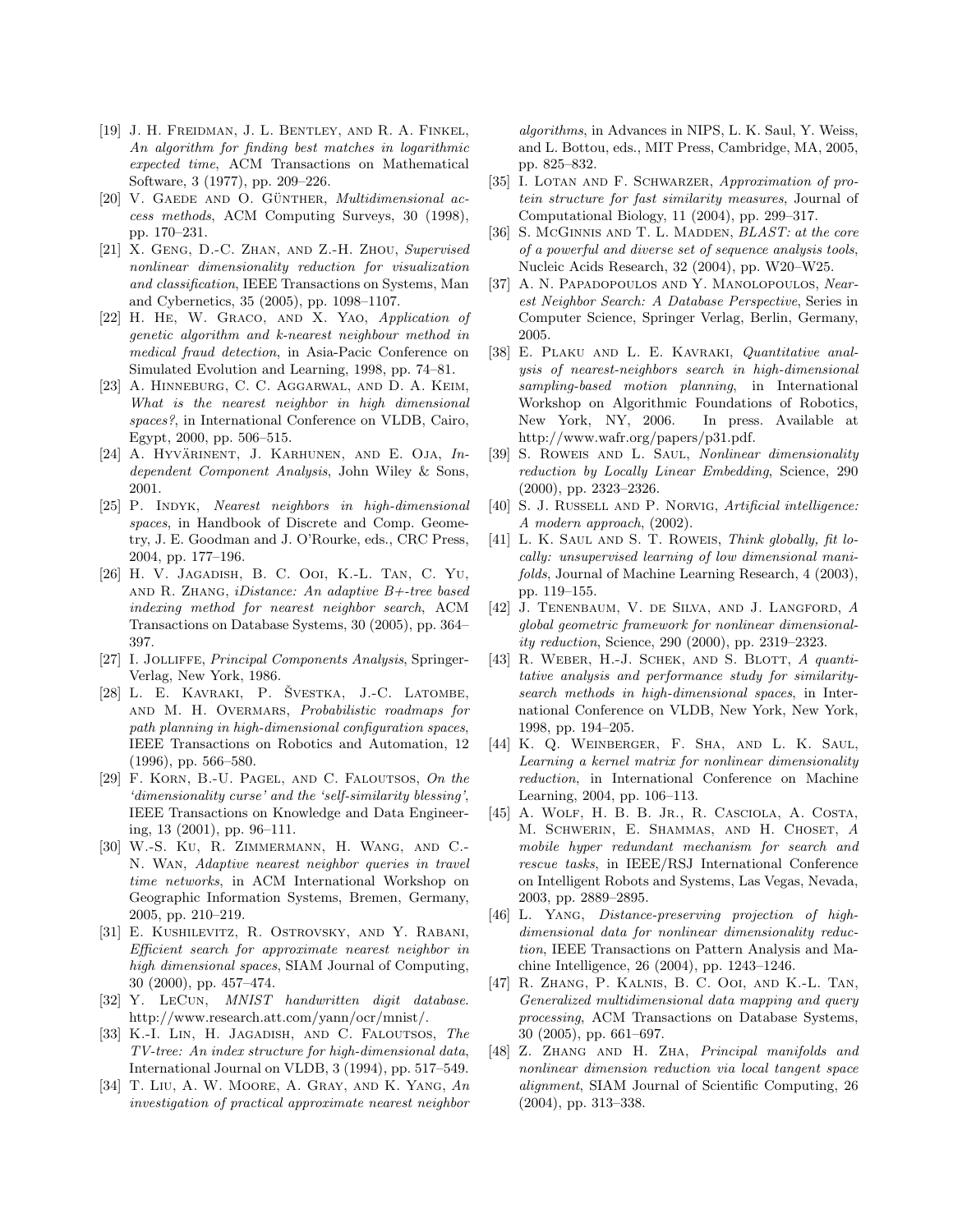[19] J. H. Freidman, J. L. Bentley, and R. A. Finkel, *An algorithm for finding best matches in logarithmic expected time*, ACM Transactions on Mathematical Software, 3 (1977), pp. 209–226.

[20] V. Gaede and O. Günther, *Multidimensional access methods*, ACM Computing Surveys, 30 (1998), pp. 170–231.

[21] X. Geng, D.-C. Zhan, and Z.-H. Zhou, *Supervised nonlinear dimensionality reduction for visualization and classification*, IEEE Transactions on Systems, Man and Cybernetics, 35 (2005), pp. 1098–1107.

[22] H. He, W. Graco, and X. Yao, *Application of genetic algorithm and k-nearest neighbour method in medical fraud detection*, in Asia-Pacic Conference on Simulated Evolution and Learning, 1998, pp. 74–81.

[23] A. Hinneburg, C. C. Aggarwal, and D. A. Keim, *What is the nearest neighbor in high dimensional spaces?*, in International Conference on VLDB, Cairo, Egypt, 2000, pp. 506–515.

[24] A. Hyvärinent, J. Karhunen, and E. Oja, *Independent Component Analysis*, John Wiley & Sons, 2001.

[25] P. Indyk, *Nearest neighbors in high-dimensional spaces*, in Handbook of Discrete and Comp. Geometry, J. E. Goodman and J. O'Rourke, eds., CRC Press, 2004, pp. 177–196.

[26] H. V. Jagadish, B. C. Ooi, K.-L. Tan, C. Yu, and R. Zhang, *iDistance: An adaptive B+-tree based indexing method for nearest neighbor search*, ACM Transactions on Database Systems, 30 (2005), pp. 364–397.

[27] I. Jolliffe, *Principal Components Analysis*, Springer-Verlag, New York, 1986.

[28] L. E. Kavraki, P. Švestka, J.-C. Latombe, and M. H. Overmars, *Probabilistic roadmaps for path planning in high-dimensional configuration spaces*, IEEE Transactions on Robotics and Automation, 12 (1996), pp. 566–580.

[29] F. Korn, B.-U. Pagel, and C. Faloutsos, *On the 'dimensionality curse' and the 'self-similarity blessing'*, IEEE Transactions on Knowledge and Data Engineering, 13 (2001), pp. 96–111.

[30] W.-S. Ku, R. Zimmermann, H. Wang, and C.-N. Wan, *Adaptive nearest neighbor queries in travel time networks*, in ACM International Workshop on Geographic Information Systems, Bremen, Germany, 2005, pp. 210–219.

[31] E. Kushilevitz, R. Ostrovsky, and Y. Rabani, *Efficient search for approximate nearest neighbor in high dimensional spaces*, SIAM Journal of Computing, 30 (2000), pp. 457–474.

[32] Y. LeCun, *MNIST handwritten digit database*. http://www.research.att.com/yann/ocr/mnist/.

[33] K.-I. Lin, H. Jagadish, and C. Faloutsos, *The TV-tree: An index structure for high-dimensional data*, International Journal on VLDB, 3 (1994), pp. 517–549.

[34] T. Liu, A. W. Moore, A. Gray, and K. Yang, *An investigation of practical approximate nearest neighbor algorithms*, in Advances in NIPS, L. K. Saul, Y. Weiss, and L. Bottou, eds., MIT Press, Cambridge, MA, 2005, pp. 825–832.

[35] I. Lotan and F. Schwarzer, *Approximation of protein structure for fast similarity measures*, Journal of Computational Biology, 11 (2004), pp. 299–317.

[36] S. McGinnis and T. L. Madden, *BLAST: at the core of a powerful and diverse set of sequence analysis tools*, Nucleic Acids Research, 32 (2004), pp. W20–W25.

[37] A. N. Papadopoulos and Y. Manolopoulos, *Nearest Neighbor Search: A Database Perspective*, Series in Computer Science, Springer Verlag, Berlin, Germany, 2005.

[38] E. Plaku and L. E. Kavraki, *Quantitative analysis of nearest-neighbors search in high-dimensional sampling-based motion planning*, in International Workshop on Algorithmic Foundations of Robotics, New York, NY, 2006. In press. Available at http://www.wafr.org/papers/p31.pdf.

[39] S. Roweis and L. Saul, *Nonlinear dimensionality reduction by Locally Linear Embedding*, Science, 290 (2000), pp. 2323–2326.

[40] S. J. Russell and P. Norvig, *Artificial intelligence: A modern approach*, (2002).

[41] L. K. Saul and S. T. Roweis, *Think globally, fit locally: unsupervised learning of low dimensional manifolds*, Journal of Machine Learning Research, 4 (2003), pp. 119–155.

[42] J. Tenenbaum, V. de Silva, and J. Langford, *A global geometric framework for nonlinear dimensionality reduction*, Science, 290 (2000), pp. 2319–2323.

[43] R. Weber, H.-J. Schek, and S. Blott, *A quantitative analysis and performance study for similarity-search methods in high-dimensional spaces*, in International Conference on VLDB, New York, New York, 1998, pp. 194–205.

[44] K. Q. Weinberger, F. Sha, and L. K. Saul, *Learning a kernel matrix for nonlinear dimensionality reduction*, in International Conference on Machine Learning, 2004, pp. 106–113.

[45] A. Wolf, H. B. B. Jr., R. Casciola, A. Costa, M. Schwerin, E. Shammas, and H. Choset, *A mobile hyper redundant mechanism for search and rescue tasks*, in IEEE/RSJ International Conference on Intelligent Robots and Systems, Las Vegas, Nevada, 2003, pp. 2889–2895.

[46] L. Yang, *Distance-preserving projection of high-dimensional data for nonlinear dimensionality reduction*, IEEE Transactions on Pattern Analysis and Machine Intelligence, 26 (2004), pp. 1243–1246.

[47] R. Zhang, P. Kalnis, B. C. Ooi, and K.-L. Tan, *Generalized multidimensional data mapping and query processing*, ACM Transactions on Database Systems, 30 (2005), pp. 661–697.

[48] Z. Zhang and H. Zha, *Principal manifolds and nonlinear dimension reduction via local tangent space alignment*, SIAM Journal of Scientific Computing, 26 (2004), pp. 313–338.